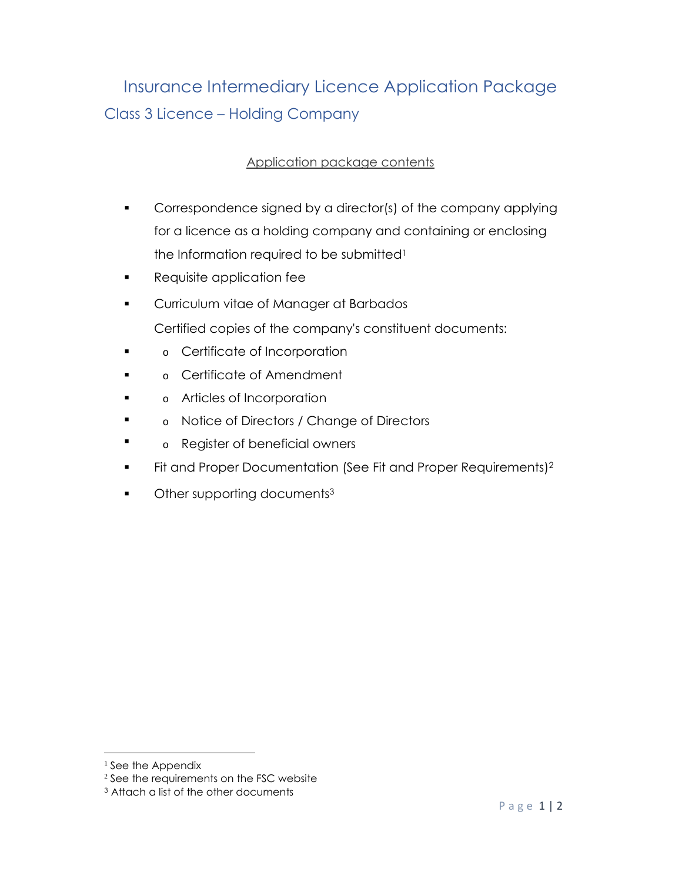# Insurance Intermediary Licence Application Package

## Class 3 Licence – Holding Company

Application package contents

- Correspondence signed by a director(s) of the company applying for a licence as a holding company and containing or enclosing the Information required to be submitted[1]
- Requisite application fee
- Curriculum vitae of Manager at Barbados

  Certified copies of the company's constituent documents:
  - Certificate of Incorporation
  - Certificate of Amendment
  - Articles of Incorporation
  - Notice of Directors / Change of Directors
  - Register of beneficial owners
- Fit and Proper Documentation (See Fit and Proper Requirements)[2]
- Other supporting documents[3]

---

[1] See the Appendix
[2] See the requirements on the FSC website
[3] Attach a list of the other documents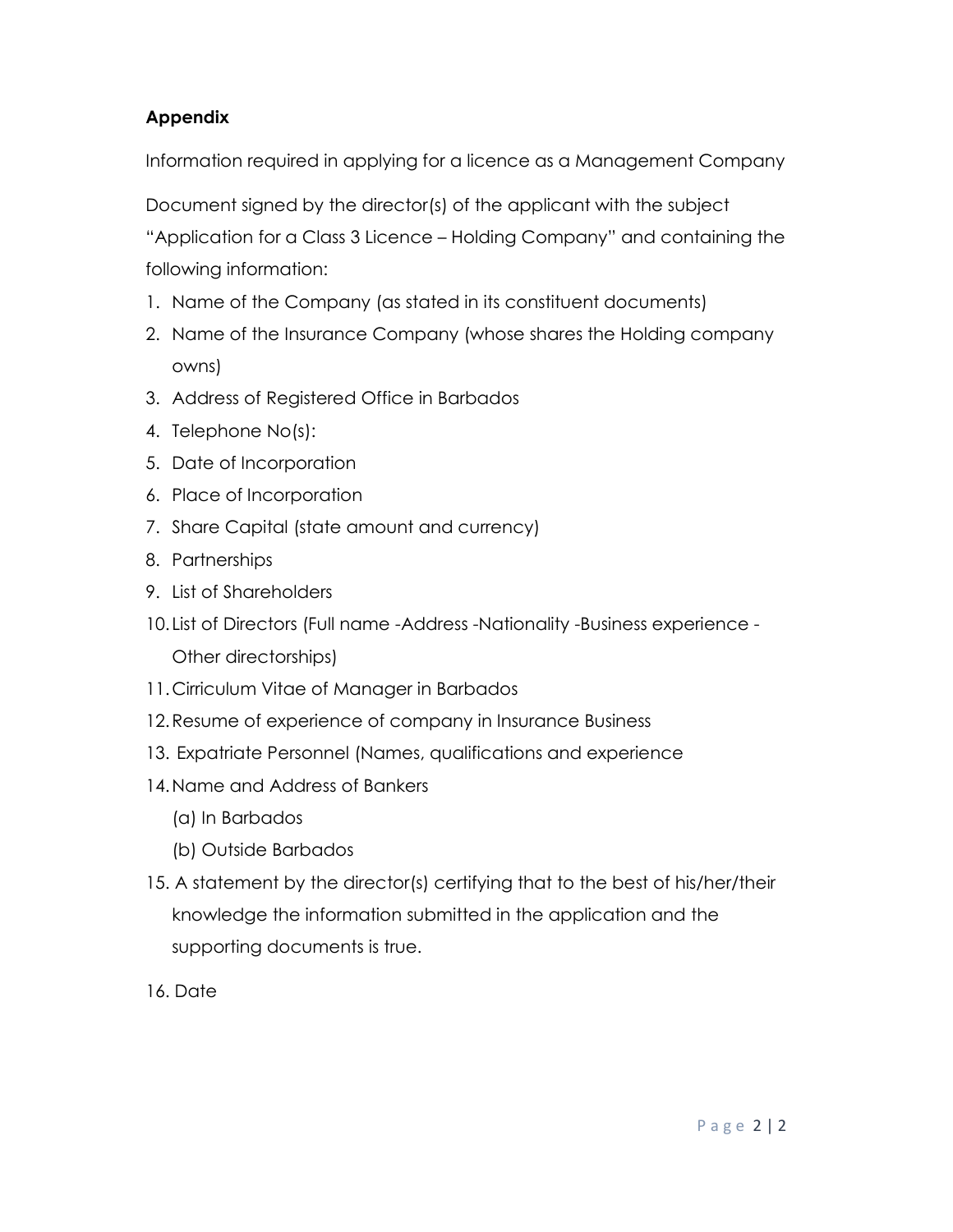**Appendix**

Information required in applying for a licence as a Management Company

Document signed by the director(s) of the applicant with the subject "Application for a Class 3 Licence – Holding Company" and containing the following information:

1. Name of the Company (as stated in its constituent documents)
2. Name of the Insurance Company (whose shares the Holding company owns)
3. Address of Registered Office in Barbados
4. Telephone No(s):
5. Date of Incorporation
6. Place of Incorporation
7. Share Capital (state amount and currency)
8. Partnerships
9. List of Shareholders
10. List of Directors (Full name -Address -Nationality -Business experience -Other directorships)
11. Cirriculum Vitae of Manager in Barbados
12. Resume of experience of company in Insurance Business
13. Expatriate Personnel (Names, qualifications and experience
14. Name and Address of Bankers
    (a) In Barbados
    (b) Outside Barbados
15. A statement by the director(s) certifying that to the best of his/her/their knowledge the information submitted in the application and the supporting documents is true.
16. Date